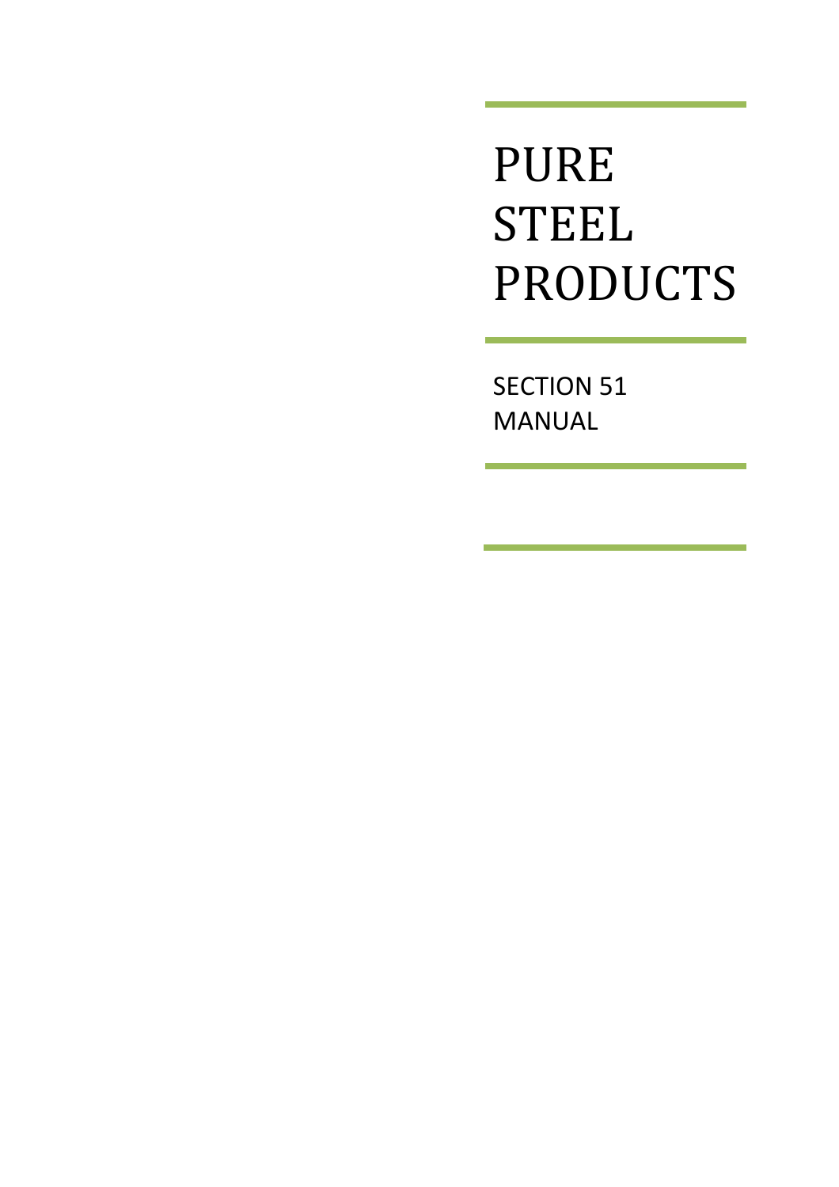# PURE STEEL PRODUCTS

SECTION 51 MANUAL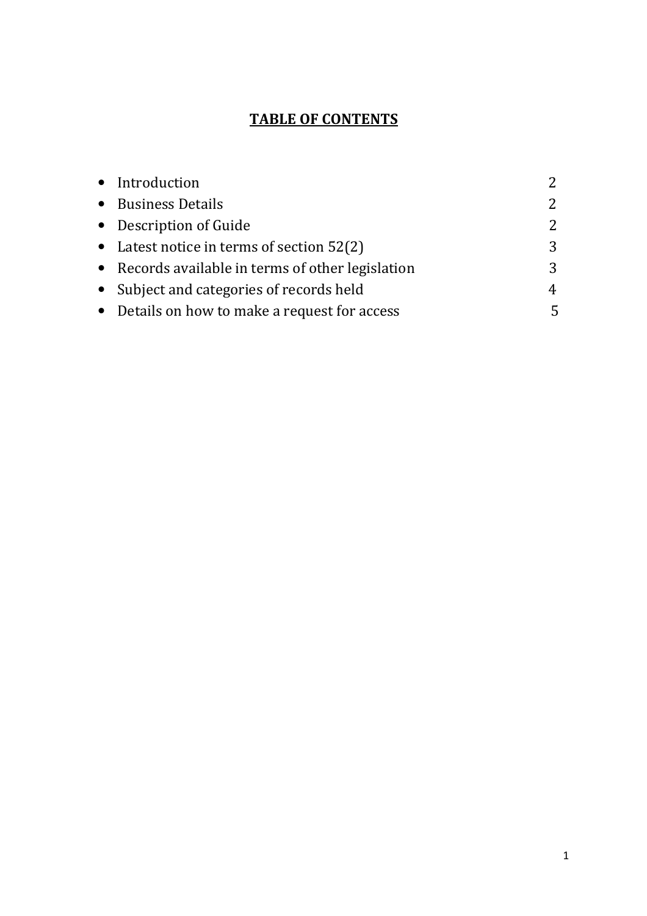# TABLE OF CONTENTS

| | |
|---|---|
| Introduction | 2 |
| Business Details | 2 |
| Description of Guide | 2 |
| Latest notice in terms of section 52(2) | 3 |
| Records available in terms of other legislation | 3 |
| Subject and categories of records held | 4 |
| Details on how to make a request for access | 5 |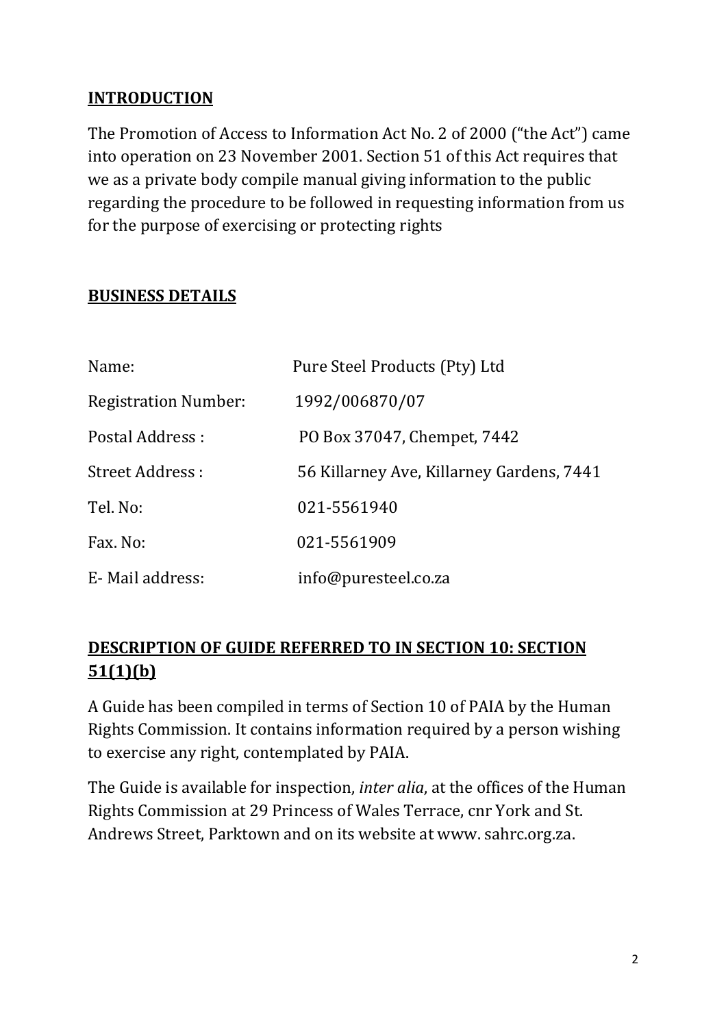## INTRODUCTION

The Promotion of Access to Information Act No. 2 of 2000 ("the Act") came into operation on 23 November 2001. Section 51 of this Act requires that we as a private body compile manual giving information to the public regarding the procedure to be followed in requesting information from us for the purpose of exercising or protecting rights

## BUSINESS DETAILS

| | |
|---|---|
| Name: | Pure Steel Products (Pty) Ltd |
| Registration Number: | 1992/006870/07 |
| Postal Address : | PO Box 37047, Chempet, 7442 |
| Street Address : | 56 Killarney Ave, Killarney Gardens, 7441 |
| Tel. No: | 021-5561940 |
| Fax. No: | 021-5561909 |
| E- Mail address: | info@puresteel.co.za |

## DESCRIPTION OF GUIDE REFERRED TO IN SECTION 10: SECTION 51(1)(b)

A Guide has been compiled in terms of Section 10 of PAIA by the Human Rights Commission. It contains information required by a person wishing to exercise any right, contemplated by PAIA.

The Guide is available for inspection, *inter alia*, at the offices of the Human Rights Commission at 29 Princess of Wales Terrace, cnr York and St. Andrews Street, Parktown and on its website at www. sahrc.org.za.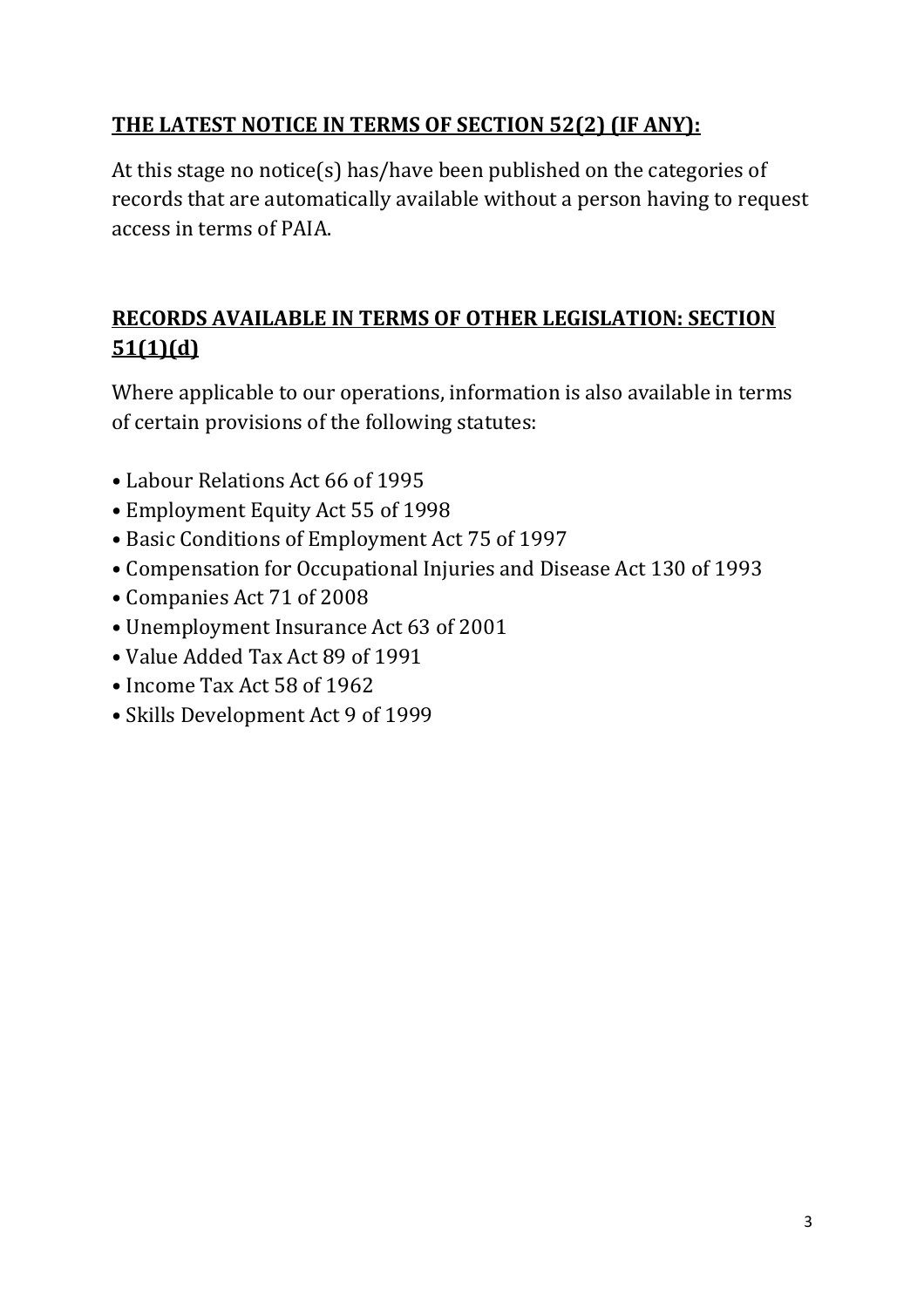## THE LATEST NOTICE IN TERMS OF SECTION 52(2) (IF ANY):

At this stage no notice(s) has/have been published on the categories of records that are automatically available without a person having to request access in terms of PAIA.

## RECORDS AVAILABLE IN TERMS OF OTHER LEGISLATION: SECTION 51(1)(d)

Where applicable to our operations, information is also available in terms of certain provisions of the following statutes:

- Labour Relations Act 66 of 1995
- Employment Equity Act 55 of 1998
- Basic Conditions of Employment Act 75 of 1997
- Compensation for Occupational Injuries and Disease Act 130 of 1993
- Companies Act 71 of 2008
- Unemployment Insurance Act 63 of 2001
- Value Added Tax Act 89 of 1991
- Income Tax Act 58 of 1962
- Skills Development Act 9 of 1999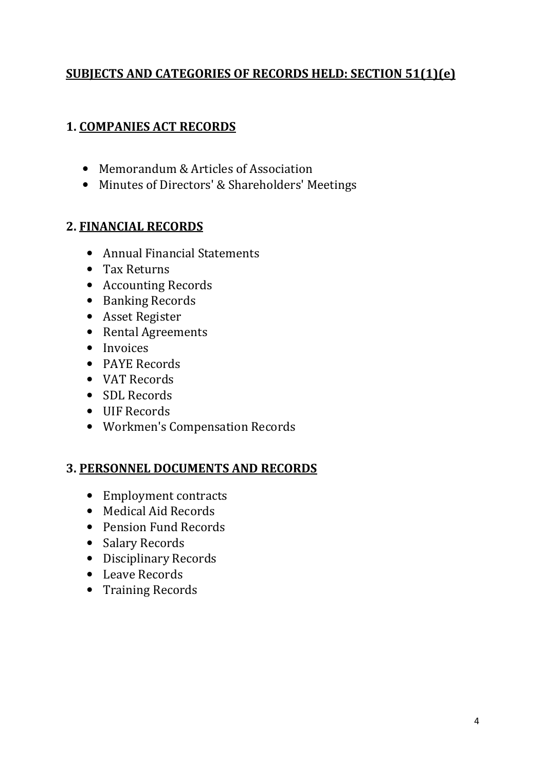# SUBJECTS AND CATEGORIES OF RECORDS HELD: SECTION 51(1)(e)

## 1. COMPANIES ACT RECORDS

- Memorandum & Articles of Association
- Minutes of Directors' & Shareholders' Meetings

## 2. FINANCIAL RECORDS

- Annual Financial Statements
- Tax Returns
- Accounting Records
- Banking Records
- Asset Register
- Rental Agreements
- Invoices
- PAYE Records
- VAT Records
- SDL Records
- UIF Records
- Workmen's Compensation Records

## 3. PERSONNEL DOCUMENTS AND RECORDS

- Employment contracts
- Medical Aid Records
- Pension Fund Records
- Salary Records
- Disciplinary Records
- Leave Records
- Training Records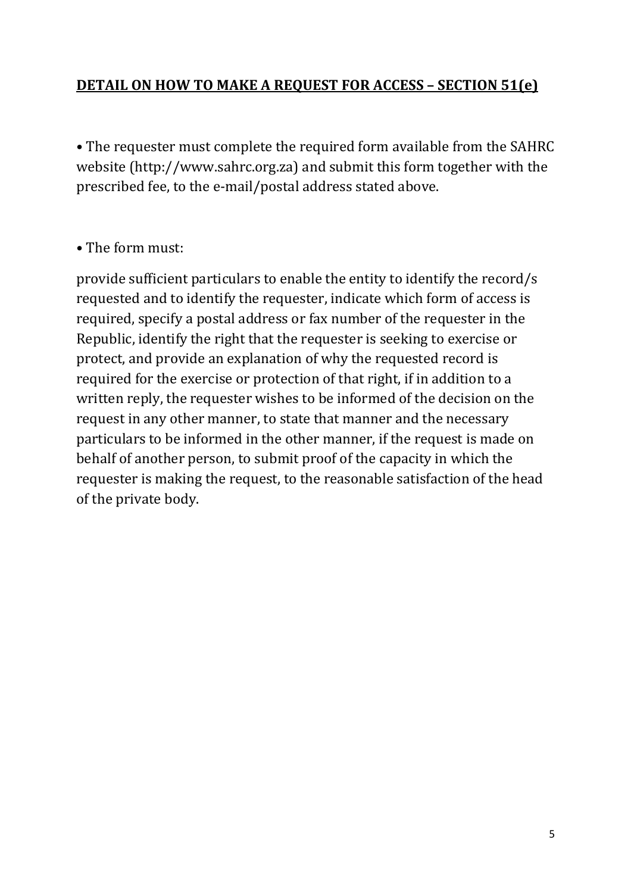## DETAIL ON HOW TO MAKE A REQUEST FOR ACCESS – SECTION 51(e)

• The requester must complete the required form available from the SAHRC website (http://www.sahrc.org.za) and submit this form together with the prescribed fee, to the e-mail/postal address stated above.

• The form must:

provide sufficient particulars to enable the entity to identify the record/s requested and to identify the requester, indicate which form of access is required, specify a postal address or fax number of the requester in the Republic, identify the right that the requester is seeking to exercise or protect, and provide an explanation of why the requested record is required for the exercise or protection of that right, if in addition to a written reply, the requester wishes to be informed of the decision on the request in any other manner, to state that manner and the necessary particulars to be informed in the other manner, if the request is made on behalf of another person, to submit proof of the capacity in which the requester is making the request, to the reasonable satisfaction of the head of the private body.